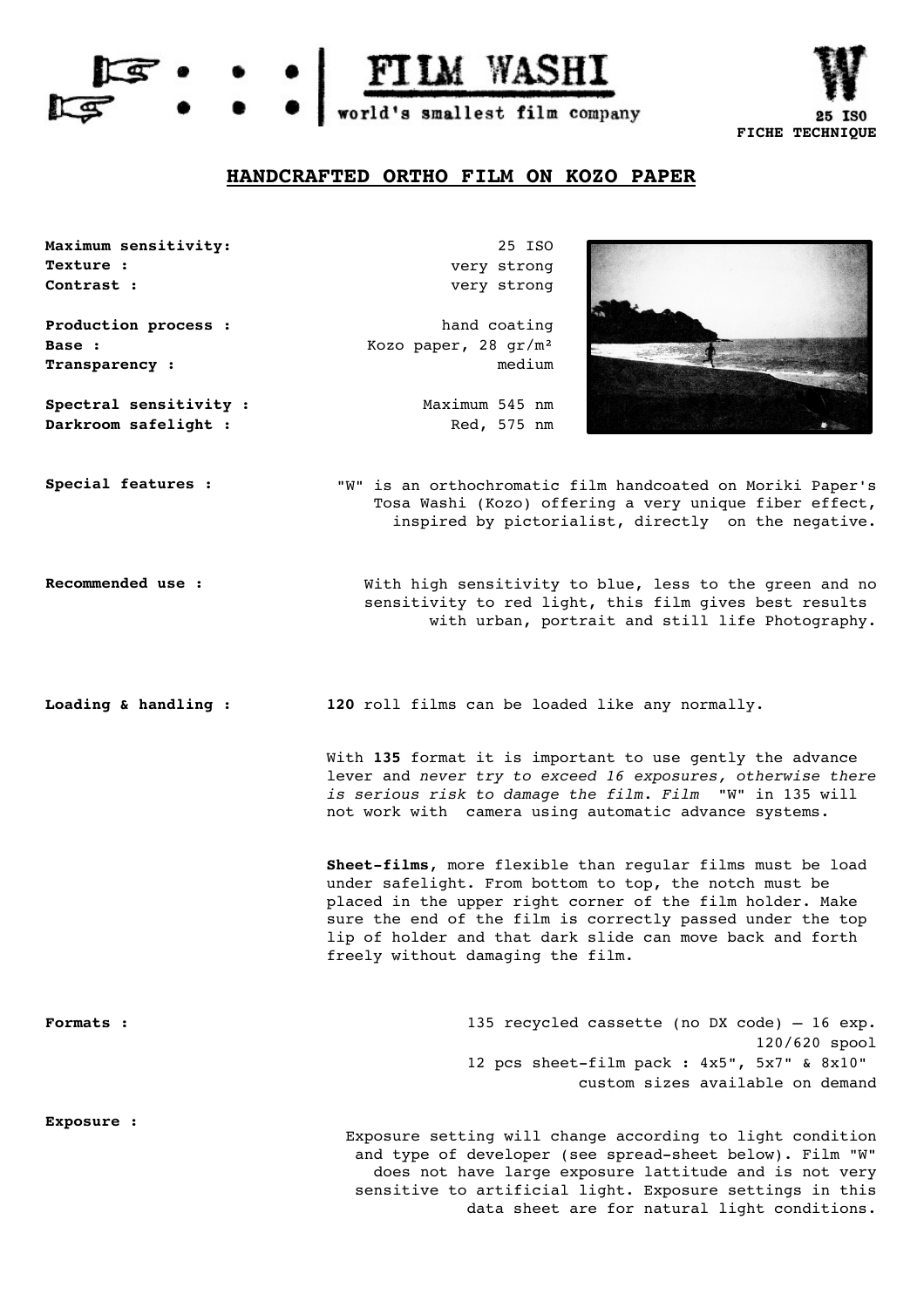# FILM WASHI

world's smallest film company

**W**

**25 ISO**
**FICHE TECHNIQUE**

## HANDCRAFTED ORTHO FILM ON KOZO PAPER

**Maximum sensitivity:** 25 ISO
**Texture :** very strong
**Contrast :** very strong

**Production process :** hand coating
**Base :** Kozo paper, 28 gr/m²
**Transparency :** medium

**Spectral sensitivity :** Maximum 545 nm
**Darkroom safelight :** Red, 575 nm

**Special features :**

"W" is an orthochromatic film handcoated on Moriki Paper's Tosa Washi (Kozo) offering a very unique fiber effect, inspired by pictorialist, directly on the negative.

**Recommended use :**

With high sensitivity to blue, less to the green and no sensitivity to red light, this film gives best results with urban, portrait and still life Photography.

**Loading & handling :**

**120** roll films can be loaded like any normally.

With **135** format it is important to use gently the advance lever and *never try to exceed 16 exposures, otherwise there is serious risk to damage the film*. *Film* "W" in 135 will not work with camera using automatic advance systems.

**Sheet-films**, more flexible than regular films must be load under safelight. From bottom to top, the notch must be placed in the upper right corner of the film holder. Make sure the end of the film is correctly passed under the top lip of holder and that dark slide can move back and forth freely without damaging the film.

**Formats :**

135 recycled cassette (no DX code) – 16 exp.
120/620 spool
12 pcs sheet-film pack : 4x5", 5x7" & 8x10"
custom sizes available on demand

**Exposure :**

Exposure setting will change according to light condition and type of developer (see spread-sheet below). Film "W" does not have large exposure lattitude and is not very sensitive to artificial light. Exposure settings in this data sheet are for natural light conditions.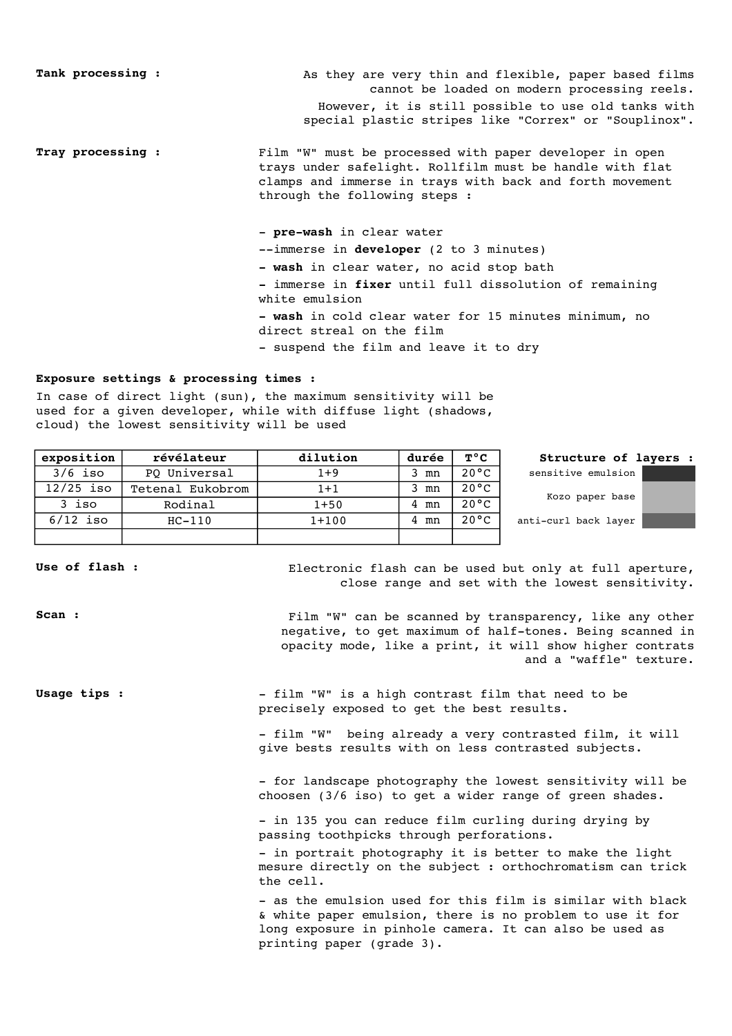**Tank processing :**

As they are very thin and flexible, paper based films cannot be loaded on modern processing reels.

However, it is still possible to use old tanks with special plastic stripes like "Correx" or "Souplinox".

**Tray processing :**

Film "W" must be processed with paper developer in open trays under safelight. Rollfilm must be handle with flat clamps and immerse in trays with back and forth movement through the following steps :

- **pre-wash** in clear water
--immerse in **developer** (2 to 3 minutes)
- **wash** in clear water, no acid stop bath
- immerse in **fixer** until full dissolution of remaining white emulsion
- **wash** in cold clear water for 15 minutes minimum, no direct streal on the film
- suspend the film and leave it to dry

**Exposure settings & processing times :**

In case of direct light (sun), the maximum sensitivity will be used for a given developer, while with diffuse light (shadows, cloud) the lowest sensitivity will be used

| exposition | révélateur | dilution | durée | T°C |
|---|---|---|---|---|
| 3/6 iso | PQ Universal | 1+9 | 3 mn | 20°C |
| 12/25 iso | Tetenal Eukobrom | 1+1 | 3 mn | 20°C |
| 3 iso | Rodinal | 1+50 | 4 mn | 20°C |
| 6/12 iso | HC-110 | 1+100 | 4 mn | 20°C |
| | | | | |

**Structure of layers :**

- sensitive emulsion
- Kozo paper base
- anti-curl back layer

**Use of flash :**

Electronic flash can be used but only at full aperture, close range and set with the lowest sensitivity.

**Scan :**

Film "W" can be scanned by transparency, like any other negative, to get maximum of half-tones. Being scanned in opacity mode, like a print, it will show higher contrats and a "waffle" texture.

**Usage tips :**

- film "W" is a high contrast film that need to be precisely exposed to get the best results.

- film "W" being already a very contrasted film, it will give bests results with on less contrasted subjects.

- for landscape photography the lowest sensitivity will be choosen (3/6 iso) to get a wider range of green shades.

- in 135 you can reduce film curling during drying by passing toothpicks through perforations.

- in portrait photography it is better to make the light mesure directly on the subject : orthochromatism can trick the cell.

- as the emulsion used for this film is similar with black & white paper emulsion, there is no problem to use it for long exposure in pinhole camera. It can also be used as printing paper (grade 3).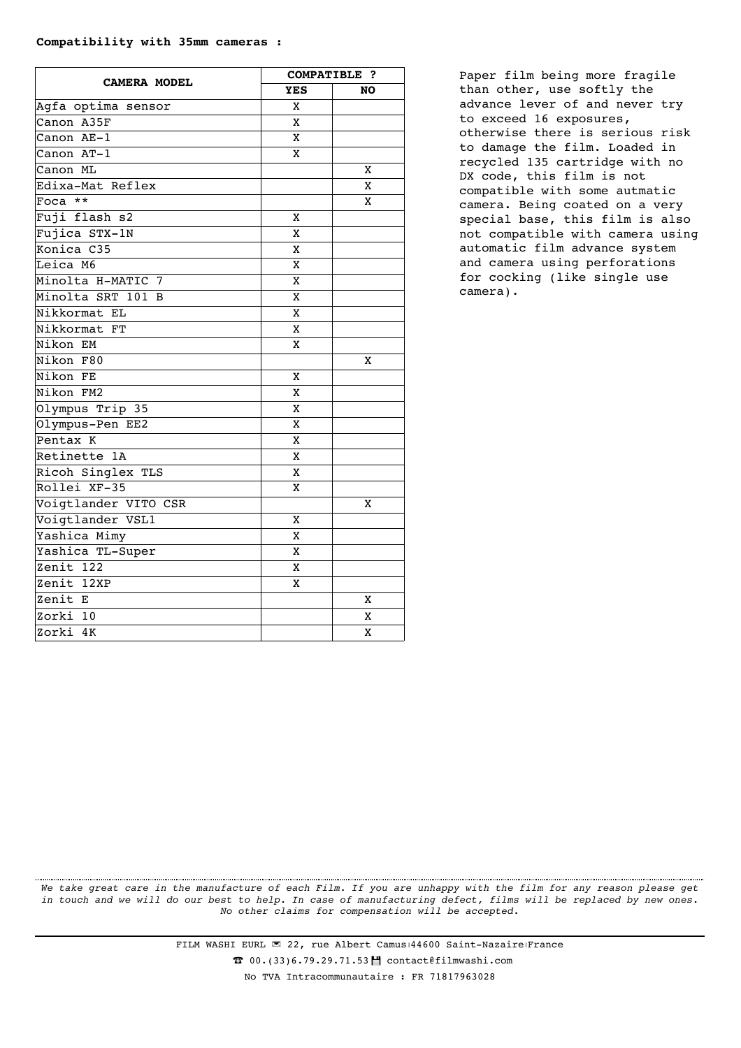**Compatibility with 35mm cameras :**

| CAMERA MODEL | COMPATIBLE ? | |
|---|---|---|
| | **YES** | **NO** |
| Agfa optima sensor | X | |
| Canon A35F | X | |
| Canon AE-1 | X | |
| Canon AT-1 | X | |
| Canon ML | | X |
| Edixa-Mat Reflex | | X |
| Foca ** | | X |
| Fuji flash s2 | X | |
| Fujica STX-1N | X | |
| Konica C35 | X | |
| Leica M6 | X | |
| Minolta H-MATIC 7 | X | |
| Minolta SRT 101 B | X | |
| Nikkormat EL | X | |
| Nikkormat FT | X | |
| Nikon EM | X | |
| Nikon F80 | | X |
| Nikon FE | X | |
| Nikon FM2 | X | |
| Olympus Trip 35 | X | |
| Olympus-Pen EE2 | X | |
| Pentax K | X | |
| Retinette 1A | X | |
| Ricoh Singlex TLS | X | |
| Rollei XF-35 | X | |
| Voigtlander VITO CSR | | X |
| Voigtlander VSL1 | X | |
| Yashica Mimy | X | |
| Yashica TL-Super | X | |
| Zenit 122 | X | |
| Zenit 12XP | X | |
| Zenit E | | X |
| Zorki 10 | | X |
| Zorki 4K | | X |

Paper film being more fragile than other, use softly the advance lever of and never try to exceed 16 exposures, otherwise there is serious risk to damage the film. Loaded in recycled 135 cartridge with no DX code, this film is not compatible with some autmatic camera. Being coated on a very special base, this film is also not compatible with camera using automatic film advance system and camera using perforations for cocking (like single use camera).

*We take great care in the manufacture of each Film. If you are unhappy with the film for any reason please get in touch and we will do our best to help. In case of manufacturing defect, films will be replaced by new ones. No other claims for compensation will be accepted.*

FILM WASHI EURL ✉ 22, rue Albert Camus | 44600 Saint-Nazaire | France

☎ 00.(33)6.79.29.71.53 contact@filmwashi.com

No TVA Intracommunautaire : FR 71817963028